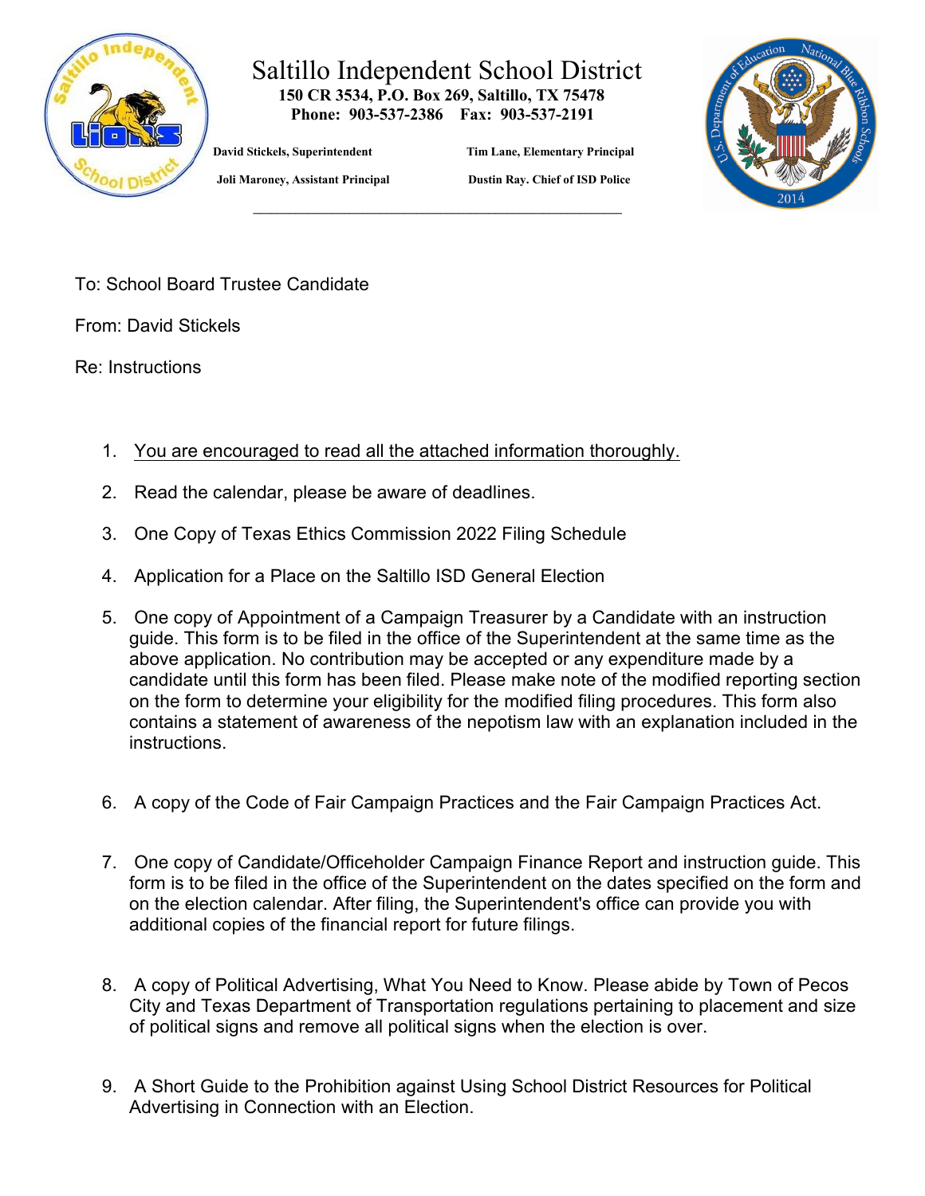# Saltillo Independent School District

**150 CR 3534, P.O. Box 269, Saltillo, TX 75478**
**Phone: 903-537-2386 Fax: 903-537-2191**

**David Stickels, Superintendent** **Tim Lane, Elementary Principal**

**Joli Maroney, Assistant Principal** **Dustin Ray. Chief of ISD Police**

---

To: School Board Trustee Candidate

From: David Stickels

Re: Instructions

1. <u>You are encouraged to read all the attached information thoroughly.</u>
2. Read the calendar, please be aware of deadlines.
3. One Copy of Texas Ethics Commission 2022 Filing Schedule
4. Application for a Place on the Saltillo ISD General Election
5. One copy of Appointment of a Campaign Treasurer by a Candidate with an instruction guide. This form is to be filed in the office of the Superintendent at the same time as the above application. No contribution may be accepted or any expenditure made by a candidate until this form has been filed. Please make note of the modified reporting section on the form to determine your eligibility for the modified filing procedures. This form also contains a statement of awareness of the nepotism law with an explanation included in the instructions.
6. A copy of the Code of Fair Campaign Practices and the Fair Campaign Practices Act.
7. One copy of Candidate/Officeholder Campaign Finance Report and instruction guide. This form is to be filed in the office of the Superintendent on the dates specified on the form and on the election calendar. After filing, the Superintendent's office can provide you with additional copies of the financial report for future filings.
8. A copy of Political Advertising, What You Need to Know. Please abide by Town of Pecos City and Texas Department of Transportation regulations pertaining to placement and size of political signs and remove all political signs when the election is over.
9. A Short Guide to the Prohibition against Using School District Resources for Political Advertising in Connection with an Election.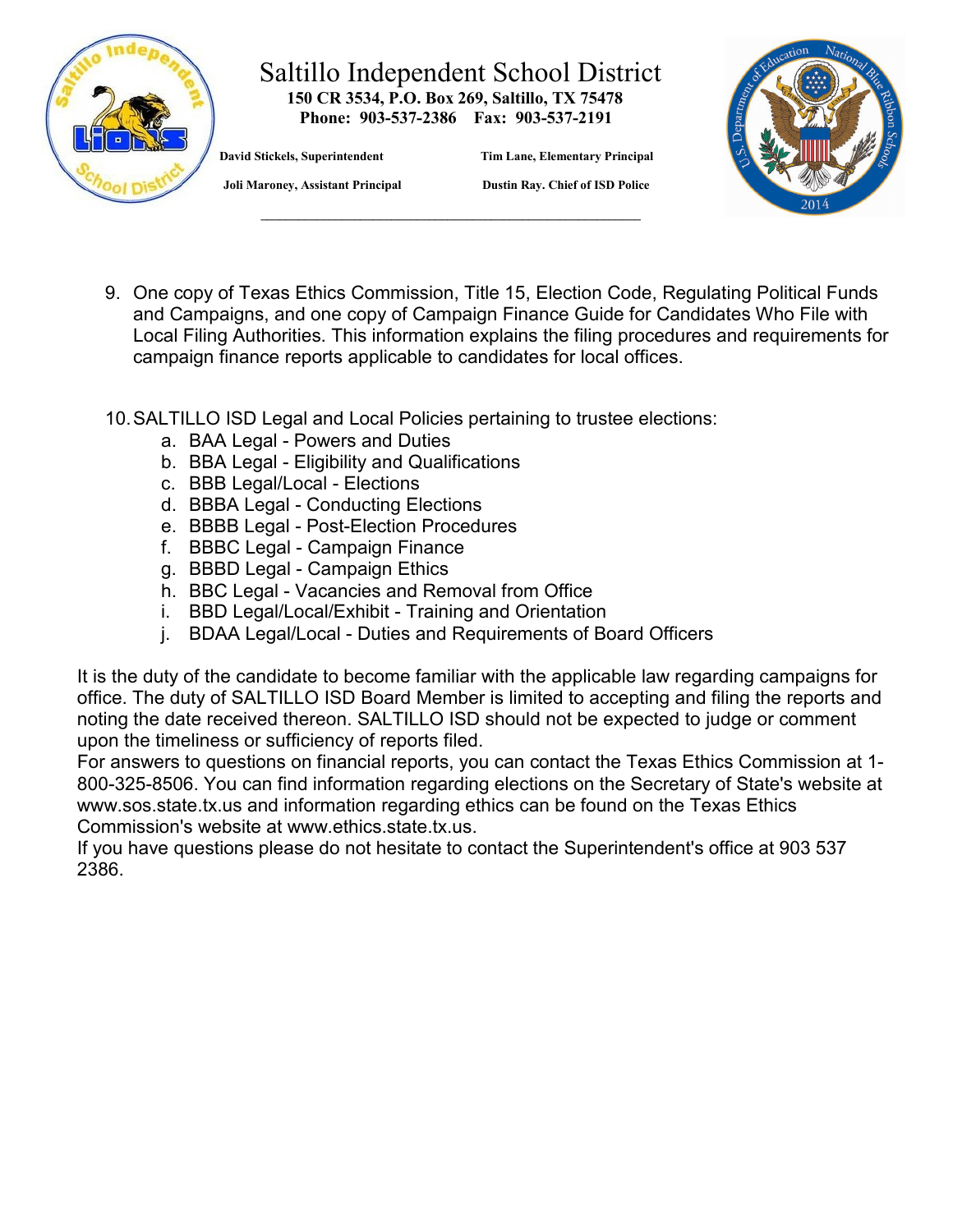# Saltillo Independent School District

**150 CR 3534, P.O. Box 269, Saltillo, TX 75478**
**Phone: 903-537-2386 Fax: 903-537-2191**

**David Stickels, Superintendent** **Tim Lane, Elementary Principal**
**Joli Maroney, Assistant Principal** **Dustin Ray. Chief of ISD Police**

9. One copy of Texas Ethics Commission, Title 15, Election Code, Regulating Political Funds and Campaigns, and one copy of Campaign Finance Guide for Candidates Who File with Local Filing Authorities. This information explains the filing procedures and requirements for campaign finance reports applicable to candidates for local offices.

10. SALTILLO ISD Legal and Local Policies pertaining to trustee elections:
    a. BAA Legal - Powers and Duties
    b. BBA Legal - Eligibility and Qualifications
    c. BBB Legal/Local - Elections
    d. BBBA Legal - Conducting Elections
    e. BBBB Legal - Post-Election Procedures
    f. BBBC Legal - Campaign Finance
    g. BBBD Legal - Campaign Ethics
    h. BBC Legal - Vacancies and Removal from Office
    i. BBD Legal/Local/Exhibit - Training and Orientation
    j. BDAA Legal/Local - Duties and Requirements of Board Officers

It is the duty of the candidate to become familiar with the applicable law regarding campaigns for office. The duty of SALTILLO ISD Board Member is limited to accepting and filing the reports and noting the date received thereon. SALTILLO ISD should not be expected to judge or comment upon the timeliness or sufficiency of reports filed.
For answers to questions on financial reports, you can contact the Texas Ethics Commission at 1-800-325-8506. You can find information regarding elections on the Secretary of State's website at www.sos.state.tx.us and information regarding ethics can be found on the Texas Ethics Commission's website at www.ethics.state.tx.us.
If you have questions please do not hesitate to contact the Superintendent's office at 903 537 2386.